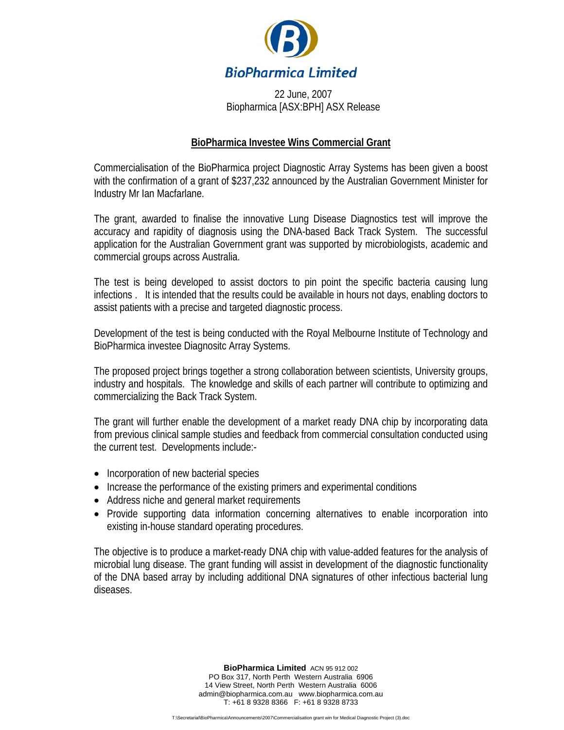**BioPharmica Limited**

22 June, 2007
Biopharmica [ASX:BPH] ASX Release

# BioPharmica Investee Wins Commercial Grant

Commercialisation of the BioPharmica project Diagnostic Array Systems has been given a boost with the confirmation of a grant of $237,232 announced by the Australian Government Minister for Industry Mr Ian Macfarlane.

The grant, awarded to finalise the innovative Lung Disease Diagnostics test will improve the accuracy and rapidity of diagnosis using the DNA-based Back Track System. The successful application for the Australian Government grant was supported by microbiologists, academic and commercial groups across Australia.

The test is being developed to assist doctors to pin point the specific bacteria causing lung infections . It is intended that the results could be available in hours not days, enabling doctors to assist patients with a precise and targeted diagnostic process.

Development of the test is being conducted with the Royal Melbourne Institute of Technology and BioPharmica investee Diagnositc Array Systems.

The proposed project brings together a strong collaboration between scientists, University groups, industry and hospitals. The knowledge and skills of each partner will contribute to optimizing and commercializing the Back Track System.

The grant will further enable the development of a market ready DNA chip by incorporating data from previous clinical sample studies and feedback from commercial consultation conducted using the current test. Developments include:-

- Incorporation of new bacterial species
- Increase the performance of the existing primers and experimental conditions
- Address niche and general market requirements
- Provide supporting data information concerning alternatives to enable incorporation into existing in-house standard operating procedures.

The objective is to produce a market-ready DNA chip with value-added features for the analysis of microbial lung disease. The grant funding will assist in development of the diagnostic functionality of the DNA based array by including additional DNA signatures of other infectious bacterial lung diseases.

**BioPharmica Limited** ACN 95 912 002
PO Box 317, North Perth Western Australia 6906
14 View Street, North Perth Western Australia 6006
admin@biopharmica.com.au www.biopharmica.com.au
T: +61 8 9328 8366 F: +61 8 9328 8733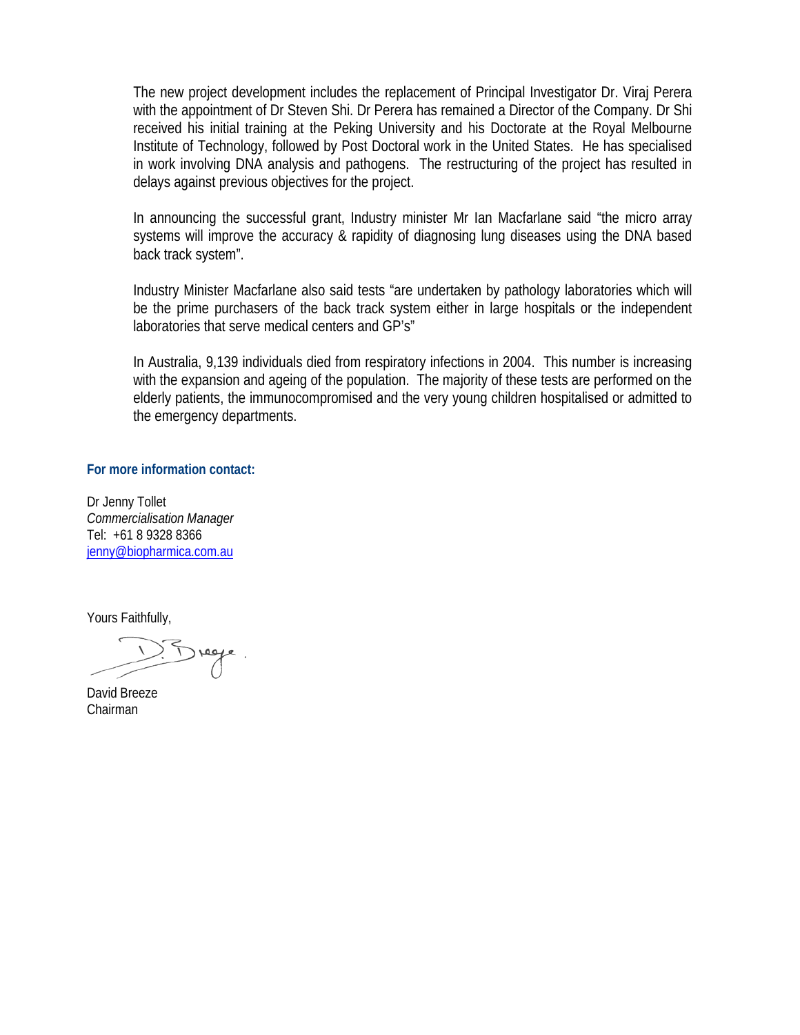The new project development includes the replacement of Principal Investigator Dr. Viraj Perera with the appointment of Dr Steven Shi. Dr Perera has remained a Director of the Company. Dr Shi received his initial training at the Peking University and his Doctorate at the Royal Melbourne Institute of Technology, followed by Post Doctoral work in the United States. He has specialised in work involving DNA analysis and pathogens. The restructuring of the project has resulted in delays against previous objectives for the project.

In announcing the successful grant, Industry minister Mr Ian Macfarlane said "the micro array systems will improve the accuracy & rapidity of diagnosing lung diseases using the DNA based back track system".

Industry Minister Macfarlane also said tests "are undertaken by pathology laboratories which will be the prime purchasers of the back track system either in large hospitals or the independent laboratories that serve medical centers and GP's"

In Australia, 9,139 individuals died from respiratory infections in 2004. This number is increasing with the expansion and ageing of the population. The majority of these tests are performed on the elderly patients, the immunocompromised and the very young children hospitalised or admitted to the emergency departments.

**For more information contact:**

Dr Jenny Tollet
*Commercialisation Manager*
Tel: +61 8 9328 8366
jenny@biopharmica.com.au

Yours Faithfully,

David Breeze
Chairman